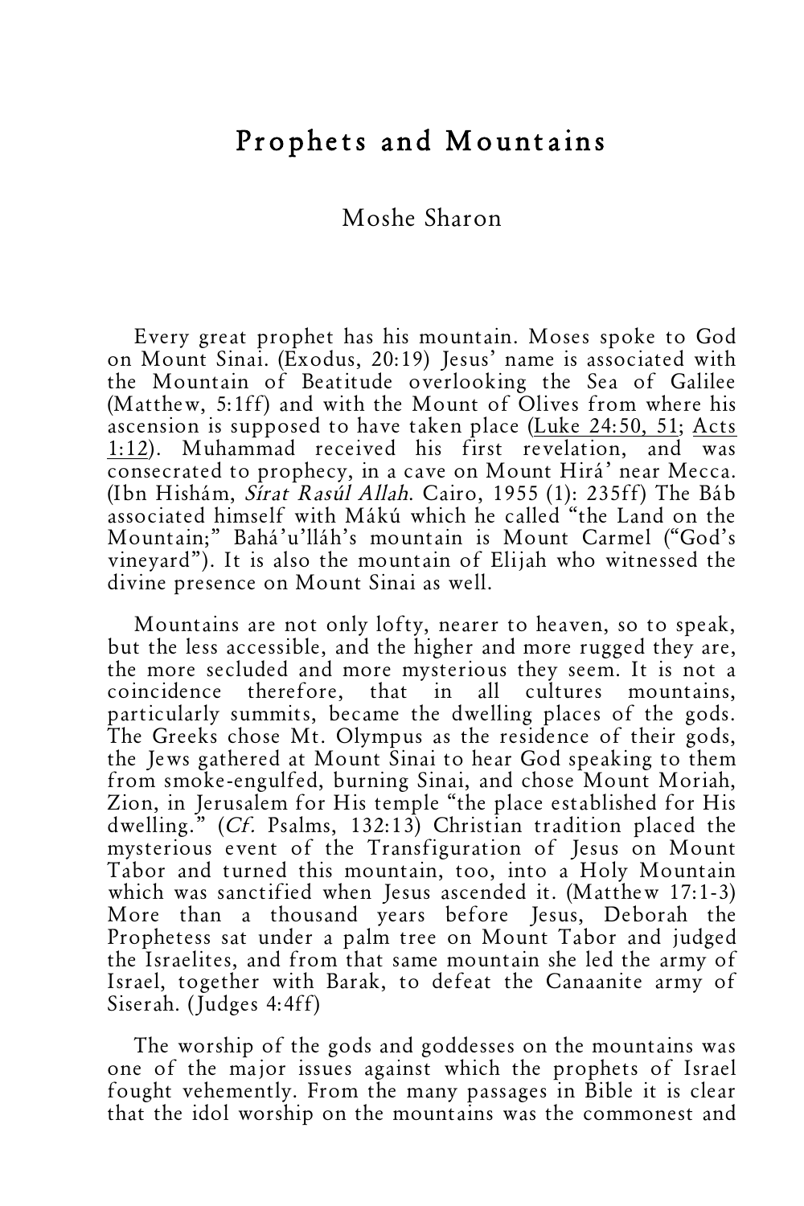# Prophets and Mountains

Moshe Sharon

Every great prophet has his mountain. Moses spoke to God on Mount Sinai. (Exodus, 20:19) Jesus' name is associated with the Mountain of Beatitude overlooking the Sea of Galilee (Matthew, 5:1ff) and with the Mount of Olives from where his ascension is supposed to have taken place (Luke 24:50, 51; Acts 1:12). Muhammad received his first revelation, and was consecrated to prophecy, in a cave on Mount Hirá' near Mecca. (Ibn Hishám, *Sírat Rasúl Allah*. Cairo, 1955 (1): 235ff) The Báb associated himself with Mákú which he called "the Land on the Mountain;" Bahá'u'lláh's mountain is Mount Carmel ("God's vineyard"). It is also the mountain of Elijah who witnessed the divine presence on Mount Sinai as well.

Mountains are not only lofty, nearer to heaven, so to speak, but the less accessible, and the higher and more rugged they are, the more secluded and more mysterious they seem. It is not a coincidence therefore, that in all cultures mountains, particularly summits, became the dwelling places of the gods. The Greeks chose Mt. Olympus as the residence of their gods, the Jews gathered at Mount Sinai to hear God speaking to them from smoke-engulfed, burning Sinai, and chose Mount Moriah, Zion, in Jerusalem for His temple "the place established for His dwelling." (*Cf.* Psalms, 132:13) Christian tradition placed the mysterious event of the Transfiguration of Jesus on Mount Tabor and turned this mountain, too, into a Holy Mountain which was sanctified when Jesus ascended it. (Matthew 17:1-3) More than a thousand years before Jesus, Deborah the Prophetess sat under a palm tree on Mount Tabor and judged the Israelites, and from that same mountain she led the army of Israel, together with Barak, to defeat the Canaanite army of Siserah. (Judges 4:4ff)

The worship of the gods and goddesses on the mountains was one of the major issues against which the prophets of Israel fought vehemently. From the many passages in Bible it is clear that the idol worship on the mountains was the commonest and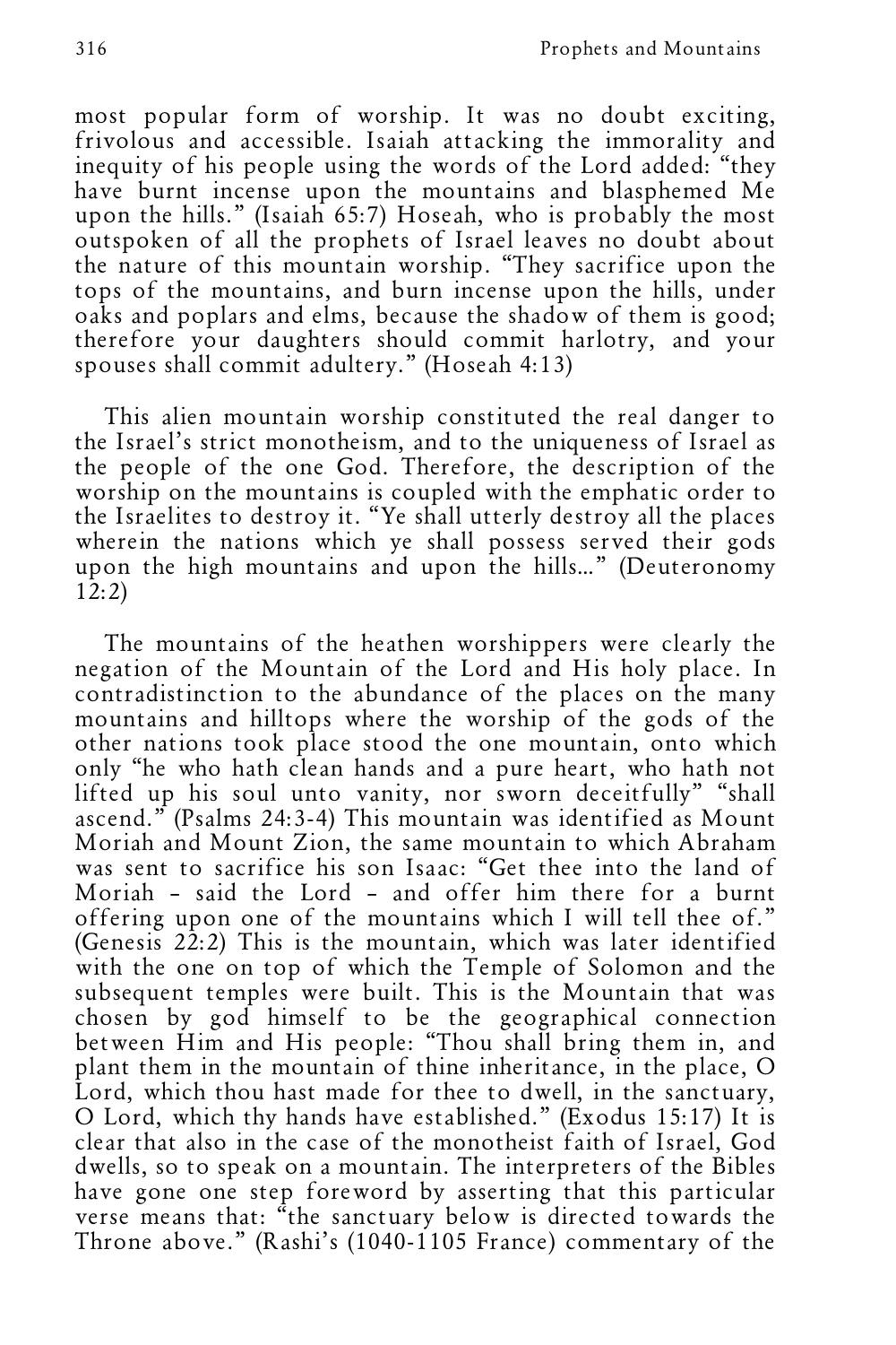most popular form of worship. It was no doubt exciting, frivolous and accessible. Isaiah attacking the immorality and inequity of his people using the words of the Lord added: "they have burnt incense upon the mountains and blasphemed Me upon the hills." (Isaiah 65:7) Hoseah, who is probably the most outspoken of all the prophets of Israel leaves no doubt about the nature of this mountain worship. "They sacrifice upon the tops of the mountains, and burn incense upon the hills, under oaks and poplars and elms, because the shadow of them is good; therefore your daughters should commit harlotry, and your spouses shall commit adultery." (Hoseah 4:13)

This alien mountain worship constituted the real danger to the Israel's strict monotheism, and to the uniqueness of Israel as the people of the one God. Therefore, the description of the worship on the mountains is coupled with the emphatic order to the Israelites to destroy it. "Ye shall utterly destroy all the places wherein the nations which ye shall possess served their gods upon the high mountains and upon the hills…" (Deuteronomy 12:2)

The mountains of the heathen worshippers were clearly the negation of the Mountain of the Lord and His holy place. In contradistinction to the abundance of the places on the many mountains and hilltops where the worship of the gods of the other nations took place stood the one mountain, onto which only "he who hath clean hands and a pure heart, who hath not lifted up his soul unto vanity, nor sworn deceitfully" "shall ascend." (Psalms 24:3-4) This mountain was identified as Mount Moriah and Mount Zion, the same mountain to which Abraham was sent to sacrifice his son Isaac: "Get thee into the land of Moriah – said the Lord – and offer him there for a burnt offering upon one of the mountains which I will tell thee of." (Genesis 22:2) This is the mountain, which was later identified with the one on top of which the Temple of Solomon and the subsequent temples were built. This is the Mountain that was chosen by god himself to be the geographical connection between Him and His people: "Thou shall bring them in, and plant them in the mountain of thine inheritance, in the place, O Lord, which thou hast made for thee to dwell, in the sanctuary, O Lord, which thy hands have established." (Exodus 15:17) It is clear that also in the case of the monotheist faith of Israel, God dwells, so to speak on a mountain. The interpreters of the Bibles have gone one step foreword by asserting that this particular verse means that: "the sanctuary below is directed towards the Throne above." (Rashi's (1040-1105 France) commentary of the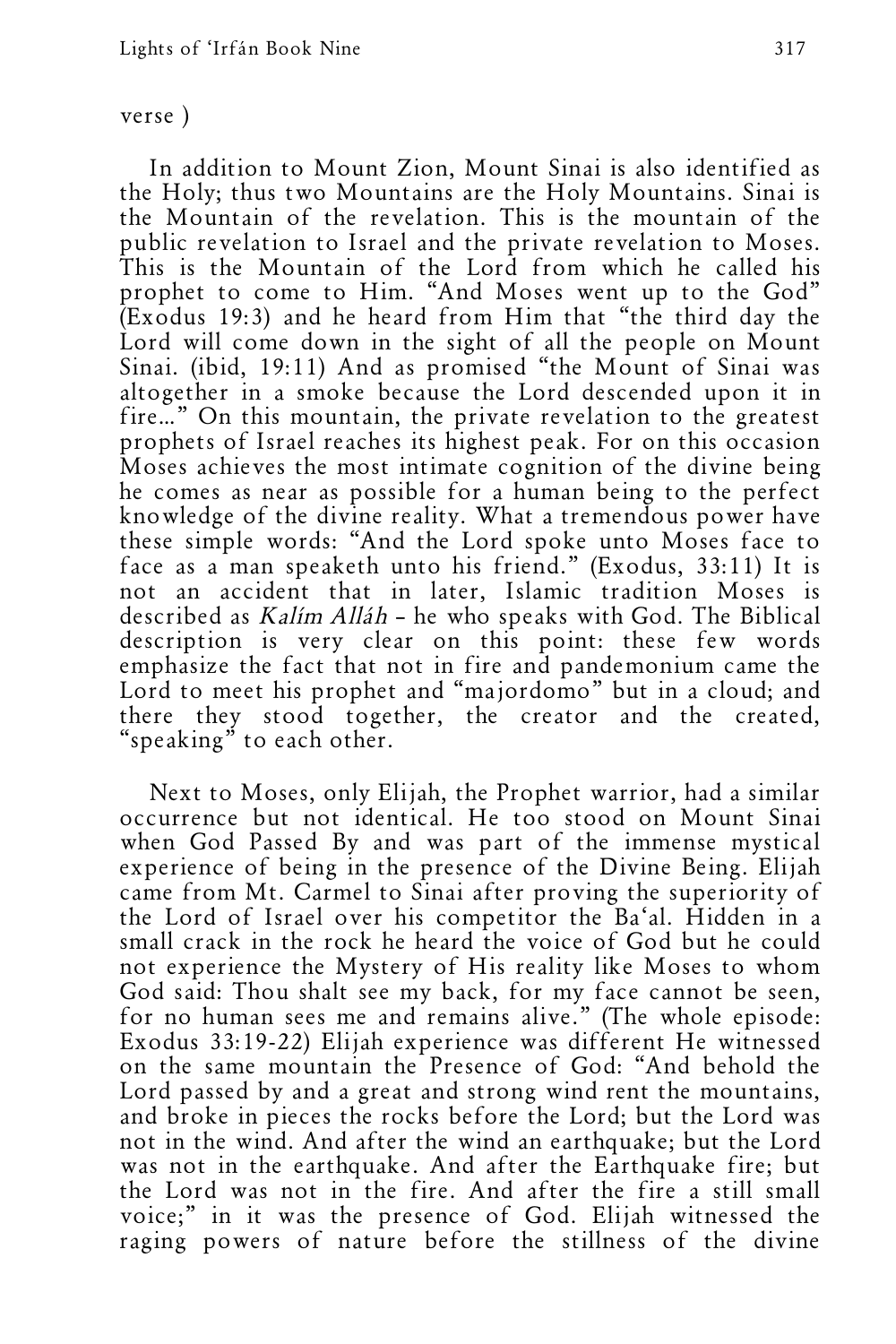verse )

In addition to Mount Zion, Mount Sinai is also identified as the Holy; thus two Mountains are the Holy Mountains. Sinai is the Mountain of the revelation. This is the mountain of the public revelation to Israel and the private revelation to Moses. This is the Mountain of the Lord from which he called his prophet to come to Him. "And Moses went up to the God" (Exodus 19:3) and he heard from Him that "the third day the Lord will come down in the sight of all the people on Mount Sinai. (ibid, 19:11) And as promised "the Mount of Sinai was altogether in a smoke because the Lord descended upon it in fire…" On this mountain, the private revelation to the greatest prophets of Israel reaches its highest peak. For on this occasion Moses achieves the most intimate cognition of the divine being he comes as near as possible for a human being to the perfect knowledge of the divine reality. What a tremendous power have these simple words: "And the Lord spoke unto Moses face to face as a man speaketh unto his friend." (Exodus, 33:11) It is not an accident that in later, Islamic tradition Moses is described as *Kalím Alláh* – he who speaks with God. The Biblical description is very clear on this point: these few words emphasize the fact that not in fire and pandemonium came the Lord to meet his prophet and "majordomo" but in a cloud; and there they stood together, the creator and the created, "speaking" to each other.

Next to Moses, only Elijah, the Prophet warrior, had a similar occurrence but not identical. He too stood on Mount Sinai when God Passed By and was part of the immense mystical experience of being in the presence of the Divine Being. Elijah came from Mt. Carmel to Sinai after proving the superiority of the Lord of Israel over his competitor the Ba'al. Hidden in a small crack in the rock he heard the voice of God but he could not experience the Mystery of His reality like Moses to whom God said: Thou shalt see my back, for my face cannot be seen, for no human sees me and remains alive." (The whole episode: Exodus 33:19-22) Elijah experience was different He witnessed on the same mountain the Presence of God: "And behold the Lord passed by and a great and strong wind rent the mountains, and broke in pieces the rocks before the Lord; but the Lord was not in the wind. And after the wind an earthquake; but the Lord was not in the earthquake. And after the Earthquake fire; but the Lord was not in the fire. And after the fire a still small voice;" in it was the presence of God. Elijah witnessed the raging powers of nature before the stillness of the divine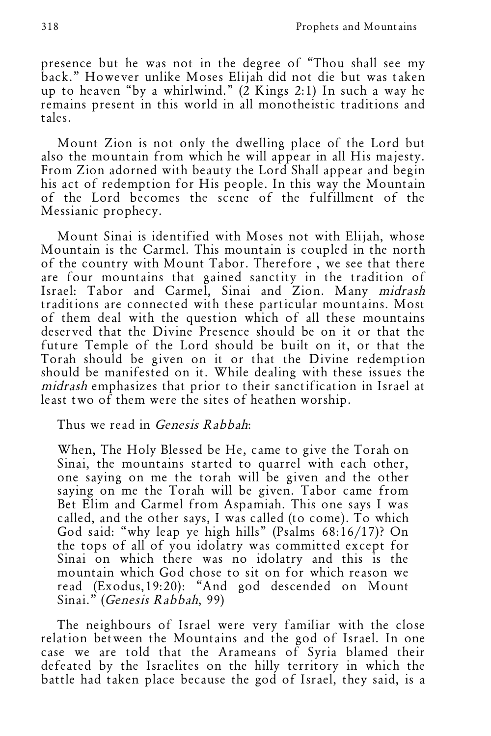presence but he was not in the degree of "Thou shall see my back." However unlike Moses Elijah did not die but was taken up to heaven "by a whirlwind." (2 Kings 2:1) In such a way he remains present in this world in all monotheistic traditions and tales.

Mount Zion is not only the dwelling place of the Lord but also the mountain from which he will appear in all His majesty. From Zion adorned with beauty the Lord Shall appear and begin his act of redemption for His people. In this way the Mountain of the Lord becomes the scene of the fulfillment of the Messianic prophecy.

Mount Sinai is identified with Moses not with Elijah, whose Mountain is the Carmel. This mountain is coupled in the north of the country with Mount Tabor. Therefore , we see that there are four mountains that gained sanctity in the tradition of Israel: Tabor and Carmel, Sinai and Zion. Many *midrash* traditions are connected with these particular mountains. Most of them deal with the question which of all these mountains deserved that the Divine Presence should be on it or that the future Temple of the Lord should be built on it, or that the Torah should be given on it or that the Divine redemption should be manifested on it. While dealing with these issues the *midrash* emphasizes that prior to their sanctification in Israel at least two of them were the sites of heathen worship.

Thus we read in *Genesis Rabbah*:

> When, The Holy Blessed be He, came to give the Torah on Sinai, the mountains started to quarrel with each other, one saying on me the torah will be given and the other saying on me the Torah will be given. Tabor came from Bet Elim and Carmel from Aspamiah. This one says I was called, and the other says, I was called (to come). To which God said: "why leap ye high hills" (Psalms 68:16/17)? On the tops of all of you idolatry was committed except for Sinai on which there was no idolatry and this is the mountain which God chose to sit on for which reason we read (Exodus,19:20): "And god descended on Mount Sinai." (*Genesis Rabbah*, 99)

The neighbours of Israel were very familiar with the close relation between the Mountains and the god of Israel. In one case we are told that the Arameans of Syria blamed their defeated by the Israelites on the hilly territory in which the battle had taken place because the god of Israel, they said, is a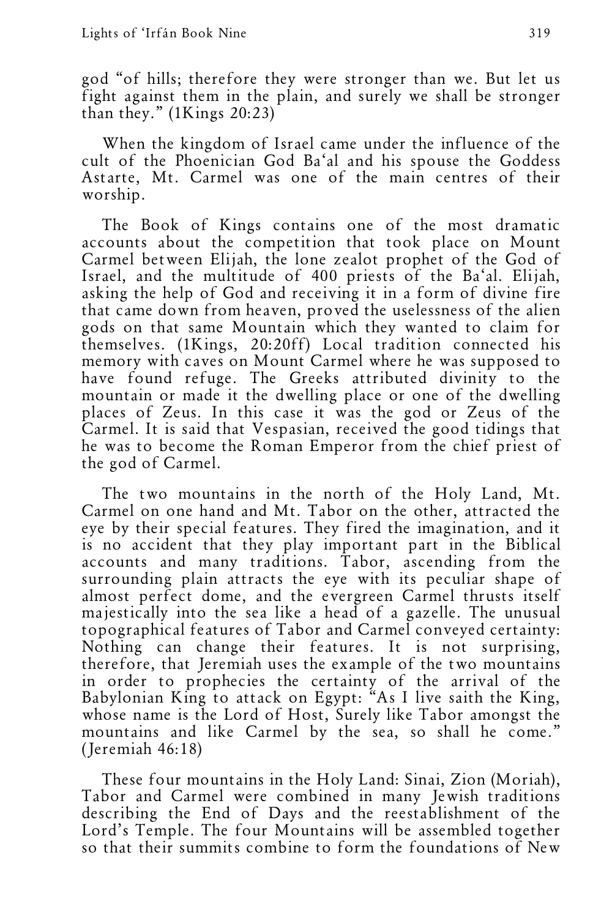god "of hills; therefore they were stronger than we. But let us fight against them in the plain, and surely we shall be stronger than they." (1Kings 20:23)

When the kingdom of Israel came under the influence of the cult of the Phoenician God Ba'al and his spouse the Goddess Astarte, Mt. Carmel was one of the main centres of their worship.

The Book of Kings contains one of the most dramatic accounts about the competition that took place on Mount Carmel between Elijah, the lone zealot prophet of the God of Israel, and the multitude of 400 priests of the Ba'al. Elijah, asking the help of God and receiving it in a form of divine fire that came down from heaven, proved the uselessness of the alien gods on that same Mountain which they wanted to claim for themselves. (1Kings, 20:20ff) Local tradition connected his memory with caves on Mount Carmel where he was supposed to have found refuge. The Greeks attributed divinity to the mountain or made it the dwelling place or one of the dwelling places of Zeus. In this case it was the god or Zeus of the Carmel. It is said that Vespasian, received the good tidings that he was to become the Roman Emperor from the chief priest of the god of Carmel.

The two mountains in the north of the Holy Land, Mt. Carmel on one hand and Mt. Tabor on the other, attracted the eye by their special features. They fired the imagination, and it is no accident that they play important part in the Biblical accounts and many traditions. Tabor, ascending from the surrounding plain attracts the eye with its peculiar shape of almost perfect dome, and the evergreen Carmel thrusts itself majestically into the sea like a head of a gazelle. The unusual topographical features of Tabor and Carmel conveyed certainty: Nothing can change their features. It is not surprising, therefore, that Jeremiah uses the example of the two mountains in order to prophecies the certainty of the arrival of the Babylonian King to attack on Egypt: "As I live saith the King, whose name is the Lord of Host, Surely like Tabor amongst the mountains and like Carmel by the sea, so shall he come." (Jeremiah 46:18)

These four mountains in the Holy Land: Sinai, Zion (Moriah), Tabor and Carmel were combined in many Jewish traditions describing the End of Days and the reestablishment of the Lord's Temple. The four Mountains will be assembled together so that their summits combine to form the foundations of New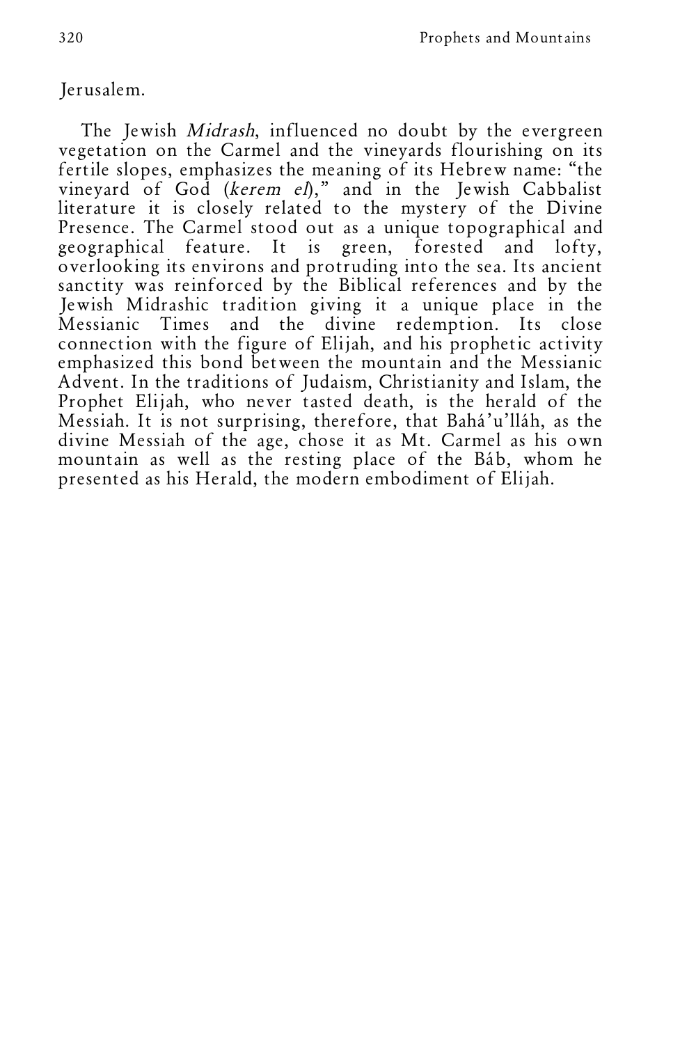Jerusalem.

The Jewish *Midrash*, influenced no doubt by the evergreen vegetation on the Carmel and the vineyards flourishing on its fertile slopes, emphasizes the meaning of its Hebrew name: "the vineyard of God (*kerem el*)," and in the Jewish Cabbalist literature it is closely related to the mystery of the Divine Presence. The Carmel stood out as a unique topographical and geographical feature. It is green, forested and lofty, overlooking its environs and protruding into the sea. Its ancient sanctity was reinforced by the Biblical references and by the Jewish Midrashic tradition giving it a unique place in the Messianic Times and the divine redemption. Its close connection with the figure of Elijah, and his prophetic activity emphasized this bond between the mountain and the Messianic Advent. In the traditions of Judaism, Christianity and Islam, the Prophet Elijah, who never tasted death, is the herald of the Messiah. It is not surprising, therefore, that Bahá'u'lláh, as the divine Messiah of the age, chose it as Mt. Carmel as his own mountain as well as the resting place of the Báb, whom he presented as his Herald, the modern embodiment of Elijah.